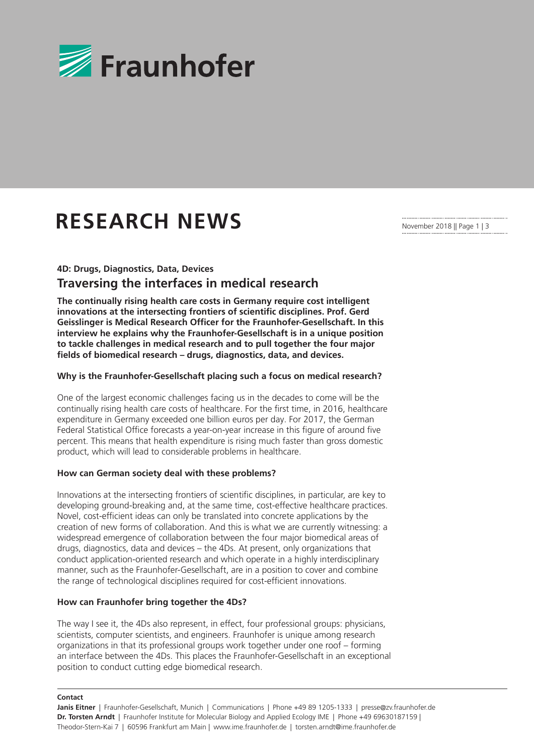# RESEARCH NEWS

November 2018

**4D: Drugs, Diagnostics, Data, Devices**

## Traversing the interfaces in medical research

**The continually rising health care costs in Germany require cost intelligent innovations at the intersecting frontiers of scientific disciplines. Prof. Gerd Geisslinger is Medical Research Officer for the Fraunhofer-Gesellschaft. In this interview he explains why the Fraunhofer-Gesellschaft is in a unique position to tackle challenges in medical research and to pull together the four major fields of biomedical research – drugs, diagnostics, data, and devices.**

**Why is the Fraunhofer-Gesellschaft placing such a focus on medical research?**

One of the largest economic challenges facing us in the decades to come will be the continually rising health care costs of healthcare. For the first time, in 2016, healthcare expenditure in Germany exceeded one billion euros per day. For 2017, the German Federal Statistical Office forecasts a year-on-year increase in this figure of around five percent. This means that health expenditure is rising much faster than gross domestic product, which will lead to considerable problems in healthcare.

**How can German society deal with these problems?**

Innovations at the intersecting frontiers of scientific disciplines, in particular, are key to developing ground-breaking and, at the same time, cost-effective healthcare practices. Novel, cost-efficient ideas can only be translated into concrete applications by the creation of new forms of collaboration. And this is what we are currently witnessing: a widespread emergence of collaboration between the four major biomedical areas of drugs, diagnostics, data and devices – the 4Ds. At present, only organizations that conduct application-oriented research and which operate in a highly interdisciplinary manner, such as the Fraunhofer-Gesellschaft, are in a position to cover and combine the range of technological disciplines required for cost-efficient innovations.

**How can Fraunhofer bring together the 4Ds?**

The way I see it, the 4Ds also represent, in effect, four professional groups: physicians, scientists, computer scientists, and engineers. Fraunhofer is unique among research organizations in that its professional groups work together under one roof – forming an interface between the 4Ds. This places the Fraunhofer-Gesellschaft in an exceptional position to conduct cutting edge biomedical research.

**Contact**

**Janis Eitner** | Fraunhofer-Gesellschaft, Munich | Communications | Phone +49 89 1205-1333 | presse@zv.fraunhofer.de
**Dr. Torsten Arndt** | Fraunhofer Institute for Molecular Biology and Applied Ecology IME | Phone +49 69630187159 | Theodor-Stern-Kai 7 | 60596 Frankfurt am Main | www.ime.fraunhofer.de | torsten.arndt@ime.fraunhofer.de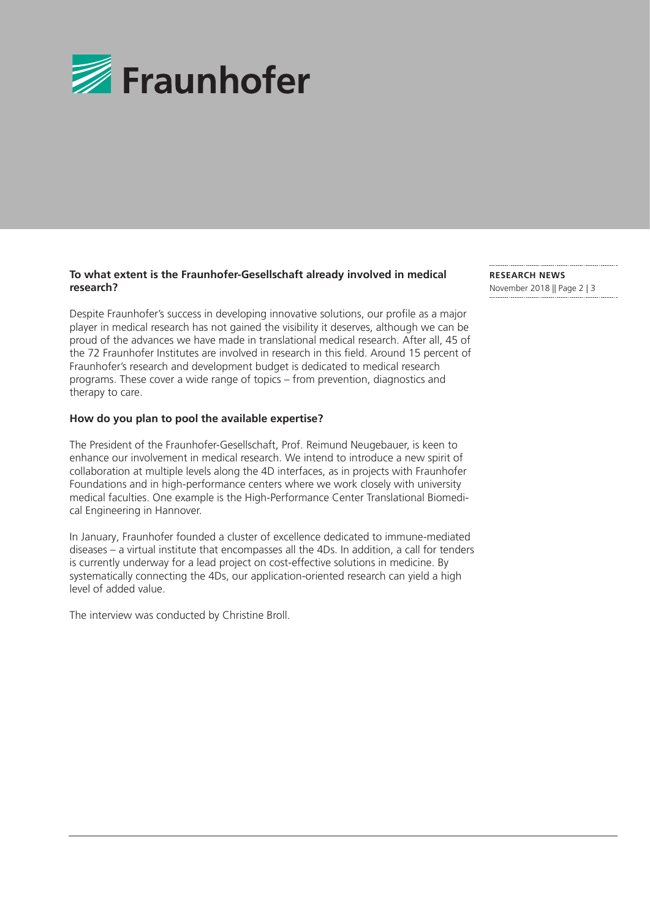**To what extent is the Fraunhofer-Gesellschaft already involved in medical research?**

Despite Fraunhofer's success in developing innovative solutions, our profile as a major player in medical research has not gained the visibility it deserves, although we can be proud of the advances we have made in translational medical research. After all, 45 of the 72 Fraunhofer Institutes are involved in research in this field. Around 15 percent of Fraunhofer's research and development budget is dedicated to medical research programs. These cover a wide range of topics – from prevention, diagnostics and therapy to care.

**How do you plan to pool the available expertise?**

The President of the Fraunhofer-Gesellschaft, Prof. Reimund Neugebauer, is keen to enhance our involvement in medical research. We intend to introduce a new spirit of collaboration at multiple levels along the 4D interfaces, as in projects with Fraunhofer Foundations and in high-performance centers where we work closely with university medical faculties. One example is the High-Performance Center Translational Biomedical Engineering in Hannover.

In January, Fraunhofer founded a cluster of excellence dedicated to immune-mediated diseases – a virtual institute that encompasses all the 4Ds. In addition, a call for tenders is currently underway for a lead project on cost-effective solutions in medicine. By systematically connecting the 4Ds, our application-oriented research can yield a high level of added value.

The interview was conducted by Christine Broll.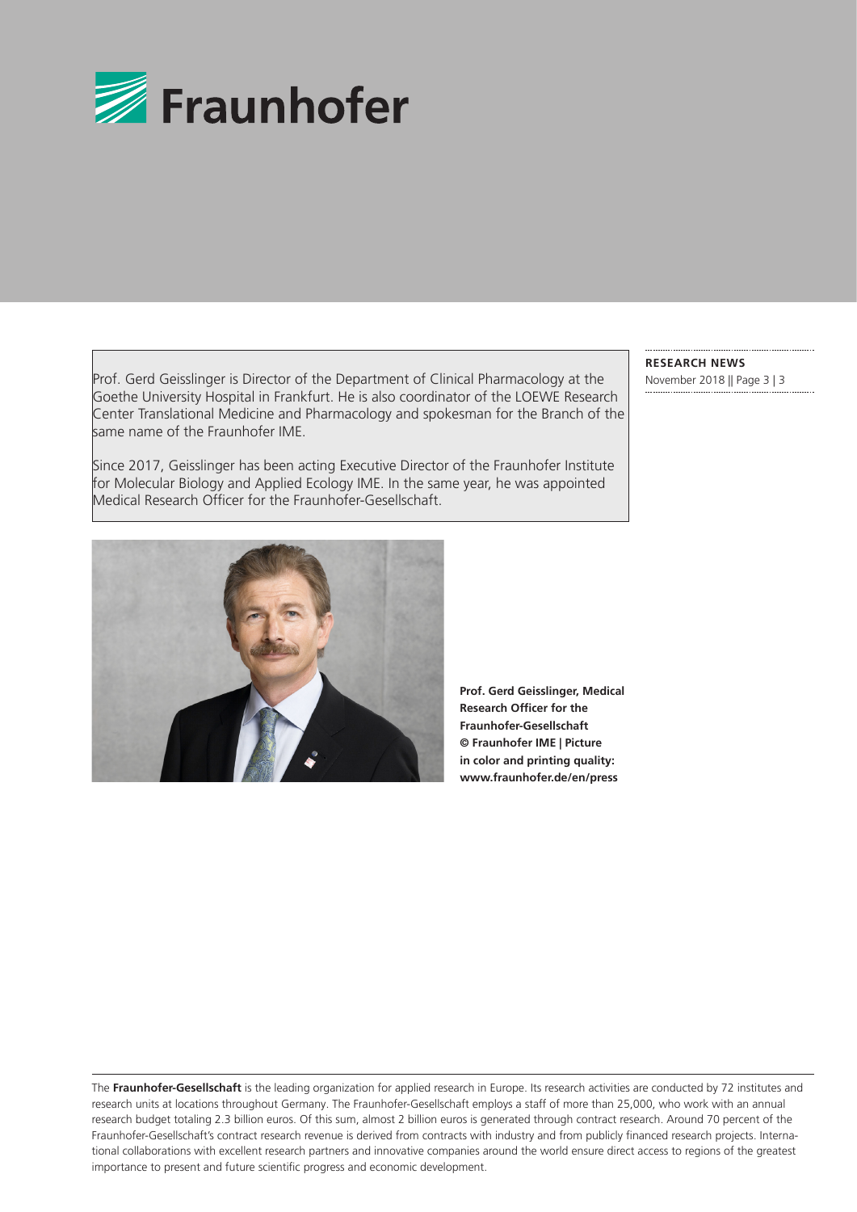Prof. Gerd Geisslinger is Director of the Department of Clinical Pharmacology at the Goethe University Hospital in Frankfurt. He is also coordinator of the LOEWE Research Center Translational Medicine and Pharmacology and spokesman for the Branch of the same name of the Fraunhofer IME.

Since 2017, Geisslinger has been acting Executive Director of the Fraunhofer Institute for Molecular Biology and Applied Ecology IME. In the same year, he was appointed Medical Research Officer for the Fraunhofer-Gesellschaft.

**Prof. Gerd Geisslinger, Medical Research Officer for the Fraunhofer-Gesellschaft © Fraunhofer IME | Picture in color and printing quality: www.fraunhofer.de/en/press**

The **Fraunhofer-Gesellschaft** is the leading organization for applied research in Europe. Its research activities are conducted by 72 institutes and research units at locations throughout Germany. The Fraunhofer-Gesellschaft employs a staff of more than 25,000, who work with an annual research budget totaling 2.3 billion euros. Of this sum, almost 2 billion euros is generated through contract research. Around 70 percent of the Fraunhofer-Gesellschaft's contract research revenue is derived from contracts with industry and from publicly financed research projects. International collaborations with excellent research partners and innovative companies around the world ensure direct access to regions of the greatest importance to present and future scientific progress and economic development.